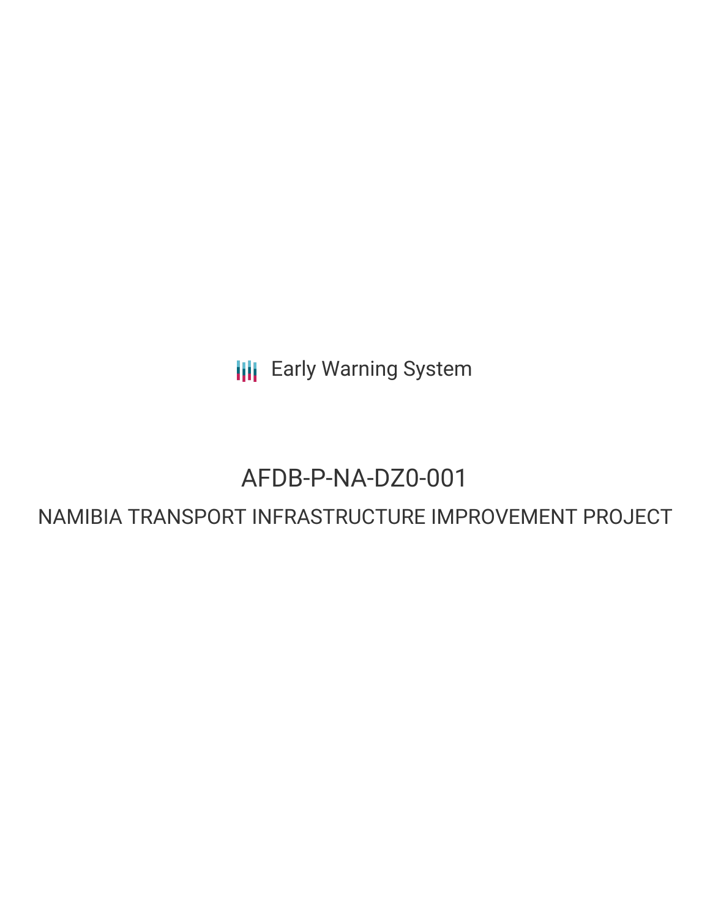Early Warning System

# AFDB-P-NA-DZ0-001

## NAMIBIA TRANSPORT INFRASTRUCTURE IMPROVEMENT PROJECT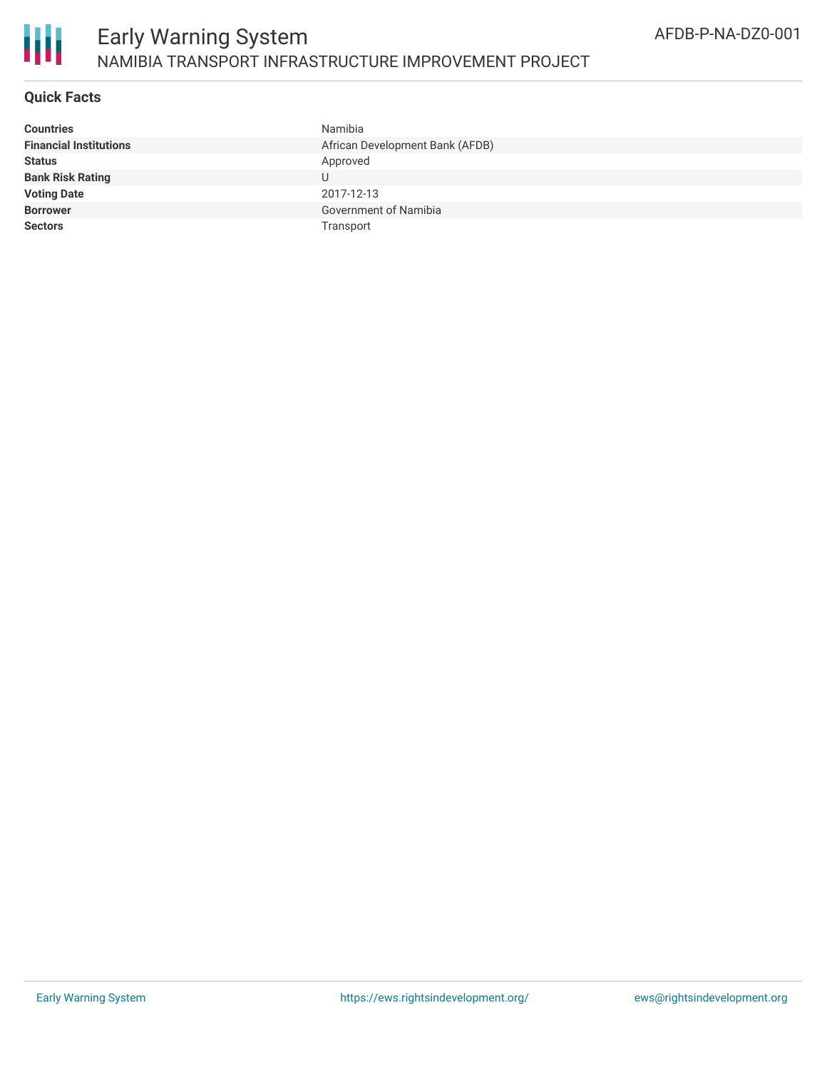# Early Warning System

## NAMIBIA TRANSPORT INFRASTRUCTURE IMPROVEMENT PROJECT

AFDB-P-NA-DZ0-001

### Quick Facts

| | |
|---|---|
| **Countries** | Namibia |
| **Financial Institutions** | African Development Bank (AFDB) |
| **Status** | Approved |
| **Bank Risk Rating** | U |
| **Voting Date** | 2017-12-13 |
| **Borrower** | Government of Namibia |
| **Sectors** | Transport |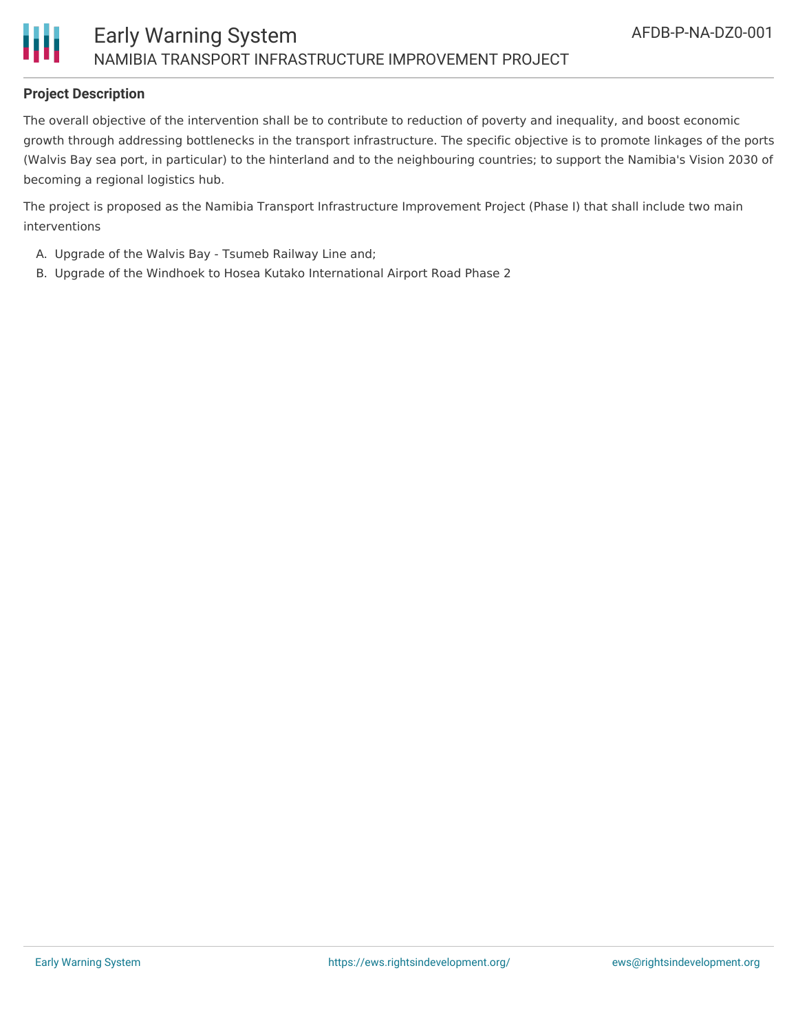## Project Description

The overall objective of the intervention shall be to contribute to reduction of poverty and inequality, and boost economic growth through addressing bottlenecks in the transport infrastructure. The specific objective is to promote linkages of the ports (Walvis Bay sea port, in particular) to the hinterland and to the neighbouring countries; to support the Namibia's Vision 2030 of becoming a regional logistics hub.

The project is proposed as the Namibia Transport Infrastructure Improvement Project (Phase I) that shall include two main interventions

A. Upgrade of the Walvis Bay - Tsumeb Railway Line and;
B. Upgrade of the Windhoek to Hosea Kutako International Airport Road Phase 2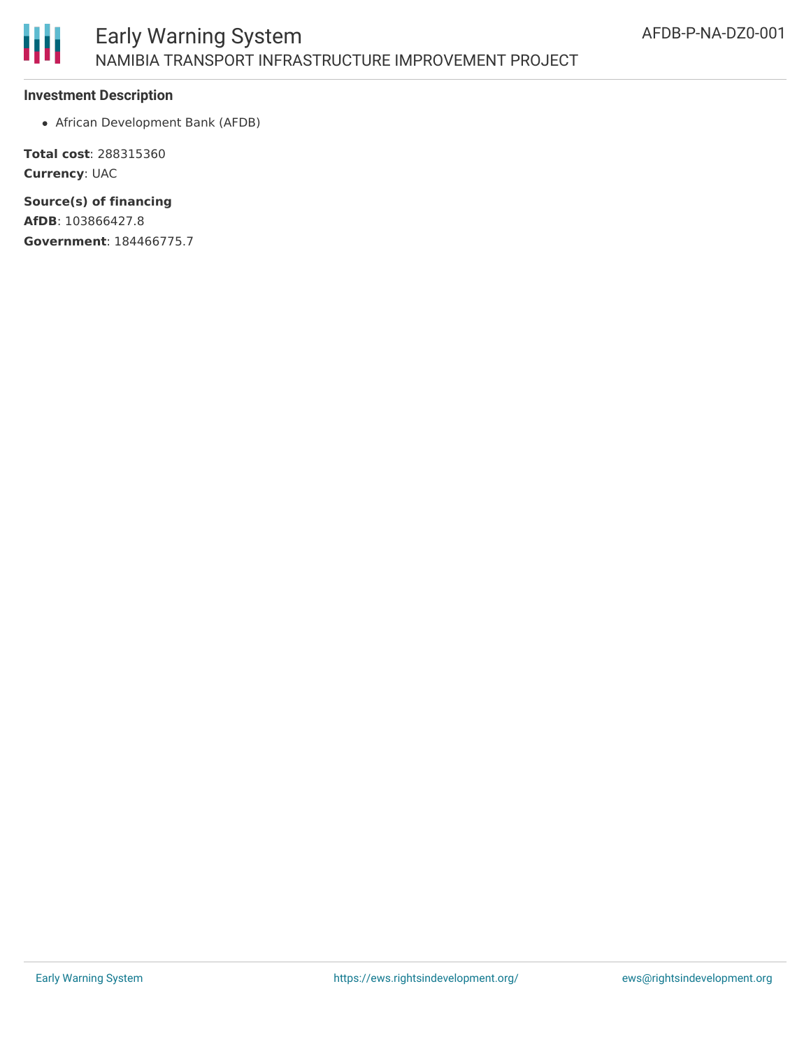### Investment Description

- African Development Bank (AFDB)

**Total cost**: 288315360

**Currency**: UAC

**Source(s) of financing**

**AfDB**: 103866427.8

**Government**: 184466775.7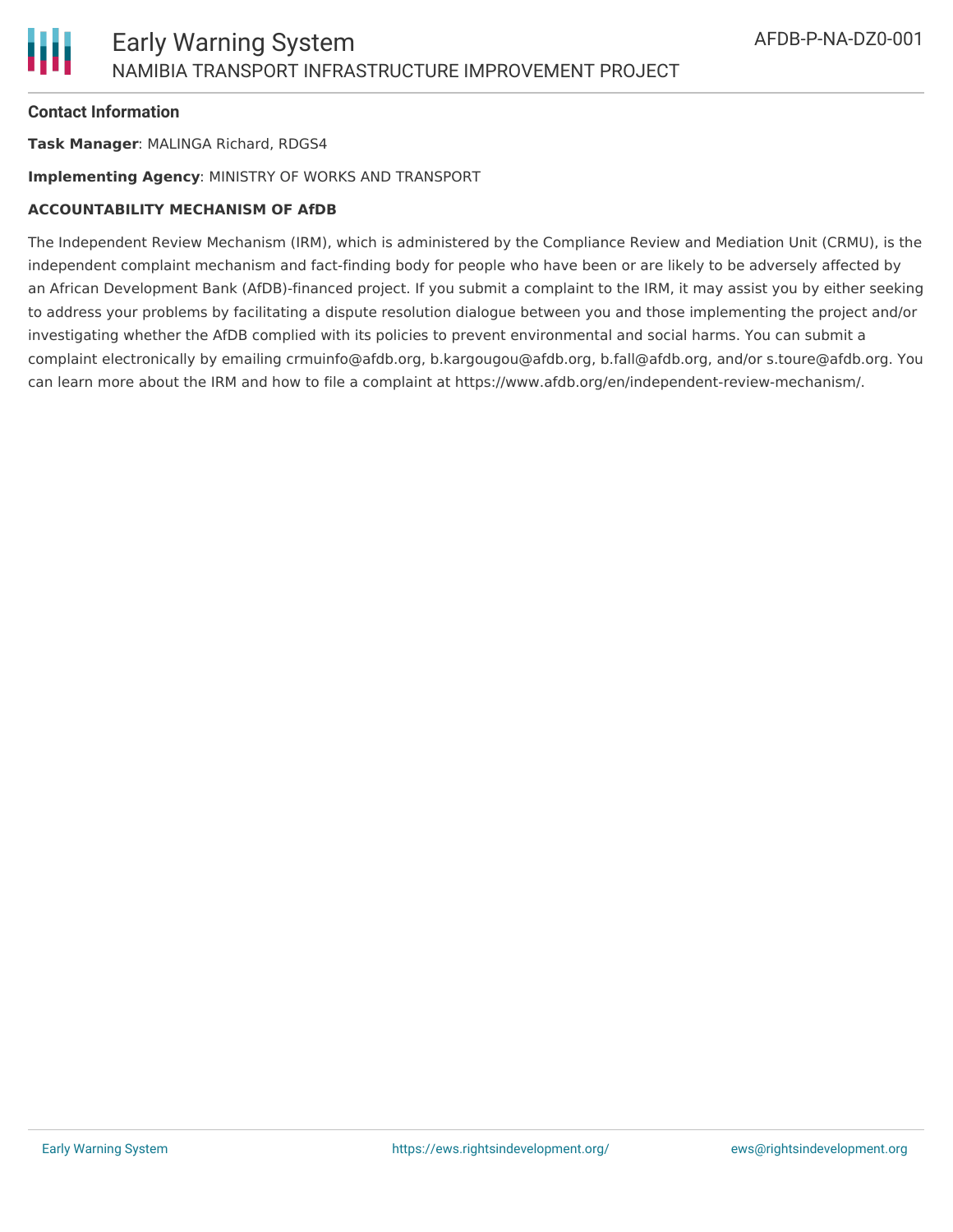#### Contact Information

**Task Manager**: MALINGA Richard, RDGS4

**Implementing Agency**: MINISTRY OF WORKS AND TRANSPORT

**ACCOUNTABILITY MECHANISM OF AfDB**

The Independent Review Mechanism (IRM), which is administered by the Compliance Review and Mediation Unit (CRMU), is the independent complaint mechanism and fact-finding body for people who have been or are likely to be adversely affected by an African Development Bank (AfDB)-financed project. If you submit a complaint to the IRM, it may assist you by either seeking to address your problems by facilitating a dispute resolution dialogue between you and those implementing the project and/or investigating whether the AfDB complied with its policies to prevent environmental and social harms. You can submit a complaint electronically by emailing crmuinfo@afdb.org, b.kargougou@afdb.org, b.fall@afdb.org, and/or s.toure@afdb.org. You can learn more about the IRM and how to file a complaint at https://www.afdb.org/en/independent-review-mechanism/.